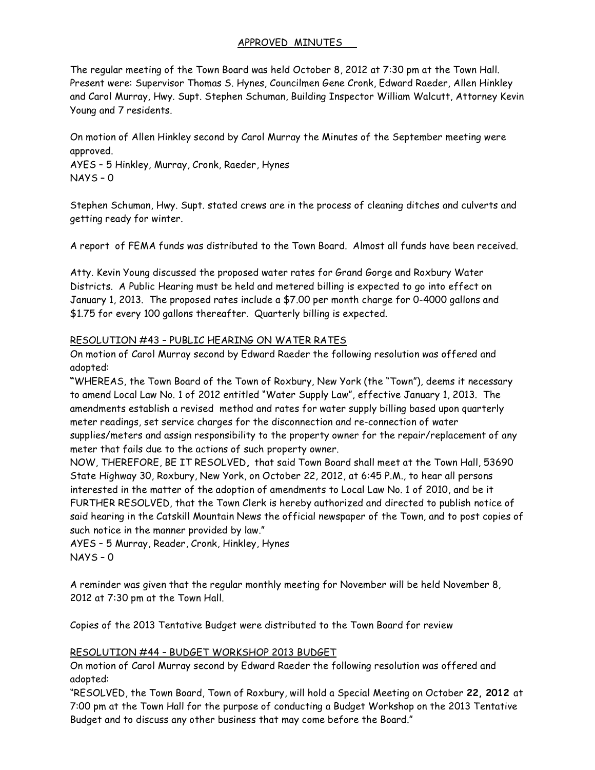## APPROVED MINUTES

The regular meeting of the Town Board was held October 8, 2012 at 7:30 pm at the Town Hall. Present were: Supervisor Thomas S. Hynes, Councilmen Gene Cronk, Edward Raeder, Allen Hinkley and Carol Murray, Hwy. Supt. Stephen Schuman, Building Inspector William Walcutt, Attorney Kevin Young and 7 residents.

On motion of Allen Hinkley second by Carol Murray the Minutes of the September meeting were approved.
AYES – 5 Hinkley, Murray, Cronk, Raeder, Hynes
NAYS – 0

Stephen Schuman, Hwy. Supt. stated crews are in the process of cleaning ditches and culverts and getting ready for winter.

A report of FEMA funds was distributed to the Town Board. Almost all funds have been received.

Atty. Kevin Young discussed the proposed water rates for Grand Gorge and Roxbury Water Districts. A Public Hearing must be held and metered billing is expected to go into effect on January 1, 2013. The proposed rates include a $7.00 per month charge for 0-4000 gallons and $1.75 for every 100 gallons thereafter. Quarterly billing is expected.

RESOLUTION #43 – PUBLIC HEARING ON WATER RATES

On motion of Carol Murray second by Edward Raeder the following resolution was offered and adopted:

"WHEREAS, the Town Board of the Town of Roxbury, New York (the "Town"), deems it necessary to amend Local Law No. 1 of 2012 entitled "Water Supply Law", effective January 1, 2013. The amendments establish a revised method and rates for water supply billing based upon quarterly meter readings, set service charges for the disconnection and re-connection of water supplies/meters and assign responsibility to the property owner for the repair/replacement of any meter that fails due to the actions of such property owner.

NOW, THEREFORE, BE IT RESOLVED, that said Town Board shall meet at the Town Hall, 53690 State Highway 30, Roxbury, New York, on October 22, 2012, at 6:45 P.M., to hear all persons interested in the matter of the adoption of amendments to Local Law No. 1 of 2010, and be it FURTHER RESOLVED, that the Town Clerk is hereby authorized and directed to publish notice of said hearing in the Catskill Mountain News the official newspaper of the Town, and to post copies of such notice in the manner provided by law."

AYES – 5 Murray, Reader, Cronk, Hinkley, Hynes
NAYS – 0

A reminder was given that the regular monthly meeting for November will be held November 8, 2012 at 7:30 pm at the Town Hall.

Copies of the 2013 Tentative Budget were distributed to the Town Board for review

RESOLUTION #44 – BUDGET WORKSHOP 2013 BUDGET

On motion of Carol Murray second by Edward Raeder the following resolution was offered and adopted:

"RESOLVED, the Town Board, Town of Roxbury, will hold a Special Meeting on October **22, 2012** at 7:00 pm at the Town Hall for the purpose of conducting a Budget Workshop on the 2013 Tentative Budget and to discuss any other business that may come before the Board."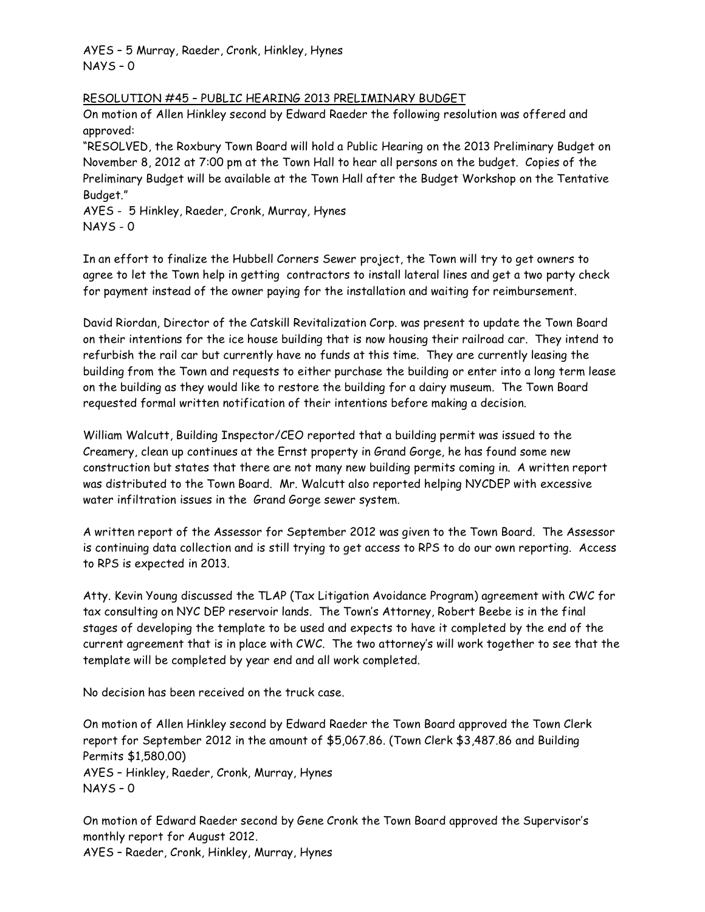AYES – 5 Murray, Raeder, Cronk, Hinkley, Hynes
NAYS – 0

RESOLUTION #45 – PUBLIC HEARING 2013 PRELIMINARY BUDGET

On motion of Allen Hinkley second by Edward Raeder the following resolution was offered and approved:

"RESOLVED, the Roxbury Town Board will hold a Public Hearing on the 2013 Preliminary Budget on November 8, 2012 at 7:00 pm at the Town Hall to hear all persons on the budget. Copies of the Preliminary Budget will be available at the Town Hall after the Budget Workshop on the Tentative Budget."

AYES - 5 Hinkley, Raeder, Cronk, Murray, Hynes
NAYS - 0

In an effort to finalize the Hubbell Corners Sewer project, the Town will try to get owners to agree to let the Town help in getting contractors to install lateral lines and get a two party check for payment instead of the owner paying for the installation and waiting for reimbursement.

David Riordan, Director of the Catskill Revitalization Corp. was present to update the Town Board on their intentions for the ice house building that is now housing their railroad car. They intend to refurbish the rail car but currently have no funds at this time. They are currently leasing the building from the Town and requests to either purchase the building or enter into a long term lease on the building as they would like to restore the building for a dairy museum. The Town Board requested formal written notification of their intentions before making a decision.

William Walcutt, Building Inspector/CEO reported that a building permit was issued to the Creamery, clean up continues at the Ernst property in Grand Gorge, he has found some new construction but states that there are not many new building permits coming in. A written report was distributed to the Town Board. Mr. Walcutt also reported helping NYCDEP with excessive water infiltration issues in the Grand Gorge sewer system.

A written report of the Assessor for September 2012 was given to the Town Board. The Assessor is continuing data collection and is still trying to get access to RPS to do our own reporting. Access to RPS is expected in 2013.

Atty. Kevin Young discussed the TLAP (Tax Litigation Avoidance Program) agreement with CWC for tax consulting on NYC DEP reservoir lands. The Town's Attorney, Robert Beebe is in the final stages of developing the template to be used and expects to have it completed by the end of the current agreement that is in place with CWC. The two attorney's will work together to see that the template will be completed by year end and all work completed.

No decision has been received on the truck case.

On motion of Allen Hinkley second by Edward Raeder the Town Board approved the Town Clerk report for September 2012 in the amount of $5,067.86. (Town Clerk $3,487.86 and Building Permits $1,580.00)

AYES – Hinkley, Raeder, Cronk, Murray, Hynes
NAYS – 0

On motion of Edward Raeder second by Gene Cronk the Town Board approved the Supervisor's monthly report for August 2012.

AYES – Raeder, Cronk, Hinkley, Murray, Hynes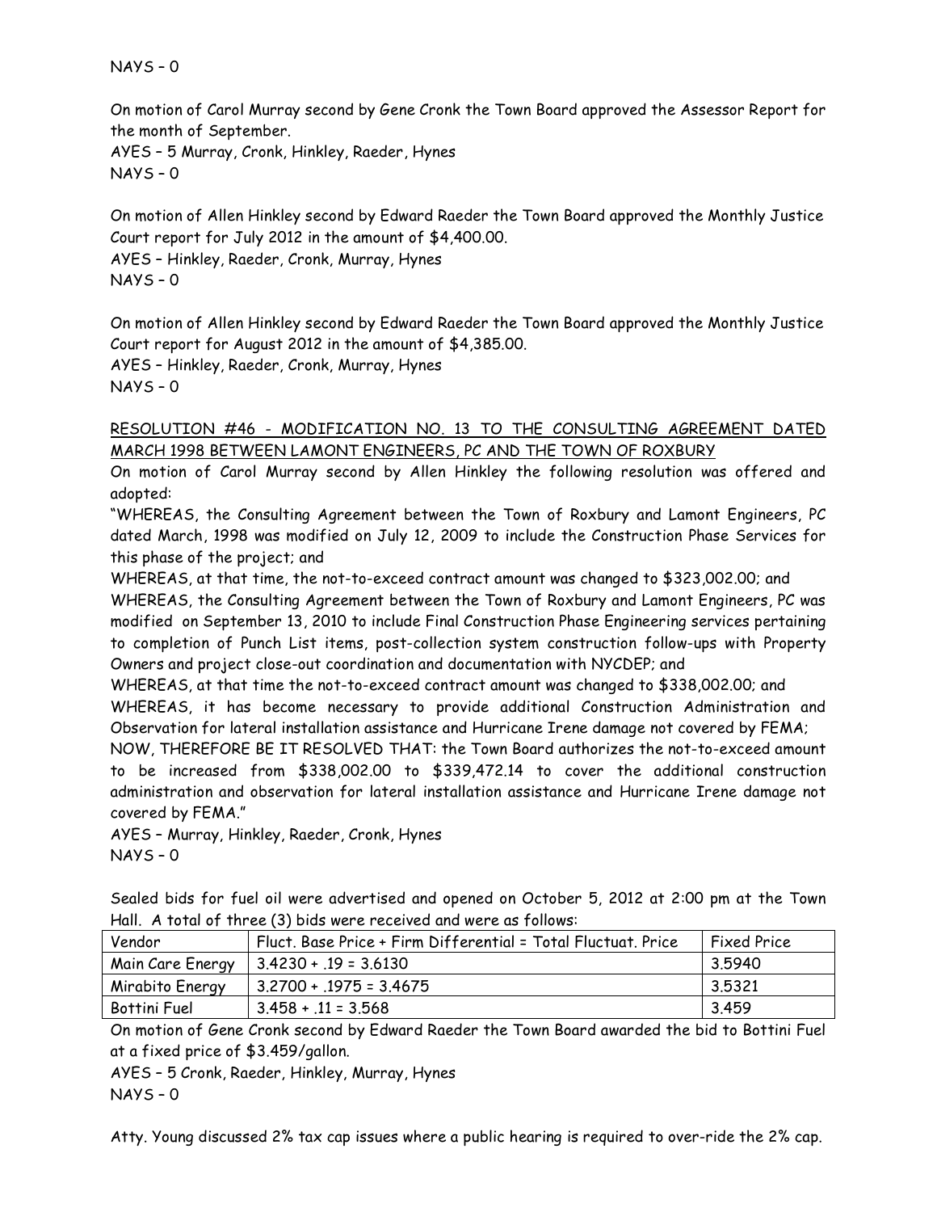NAYS – 0

On motion of Carol Murray second by Gene Cronk the Town Board approved the Assessor Report for the month of September.
AYES – 5 Murray, Cronk, Hinkley, Raeder, Hynes
NAYS – 0

On motion of Allen Hinkley second by Edward Raeder the Town Board approved the Monthly Justice Court report for July 2012 in the amount of $4,400.00.
AYES – Hinkley, Raeder, Cronk, Murray, Hynes
NAYS – 0

On motion of Allen Hinkley second by Edward Raeder the Town Board approved the Monthly Justice Court report for August 2012 in the amount of $4,385.00.
AYES – Hinkley, Raeder, Cronk, Murray, Hynes
NAYS – 0

RESOLUTION #46 - MODIFICATION NO. 13 TO THE CONSULTING AGREEMENT DATED MARCH 1998 BETWEEN LAMONT ENGINEERS, PC AND THE TOWN OF ROXBURY

On motion of Carol Murray second by Allen Hinkley the following resolution was offered and adopted:

"WHEREAS, the Consulting Agreement between the Town of Roxbury and Lamont Engineers, PC dated March, 1998 was modified on July 12, 2009 to include the Construction Phase Services for this phase of the project; and

WHEREAS, at that time, the not-to-exceed contract amount was changed to $323,002.00; and

WHEREAS, the Consulting Agreement between the Town of Roxbury and Lamont Engineers, PC was modified on September 13, 2010 to include Final Construction Phase Engineering services pertaining to completion of Punch List items, post-collection system construction follow-ups with Property Owners and project close-out coordination and documentation with NYCDEP; and

WHEREAS, at that time the not-to-exceed contract amount was changed to $338,002.00; and

WHEREAS, it has become necessary to provide additional Construction Administration and Observation for lateral installation assistance and Hurricane Irene damage not covered by FEMA;

NOW, THEREFORE BE IT RESOLVED THAT: the Town Board authorizes the not-to-exceed amount to be increased from $338,002.00 to $339,472.14 to cover the additional construction administration and observation for lateral installation assistance and Hurricane Irene damage not covered by FEMA."

AYES – Murray, Hinkley, Raeder, Cronk, Hynes
NAYS – 0

Sealed bids for fuel oil were advertised and opened on October 5, 2012 at 2:00 pm at the Town Hall. A total of three (3) bids were received and were as follows:

| Vendor | Fluct. Base Price + Firm Differential = Total Fluctuat. Price | Fixed Price |
|---|---|---|
| Main Care Energy | 3.4230 + .19 = 3.6130 | 3.5940 |
| Mirabito Energy | 3.2700 + .1975 = 3.4675 | 3.5321 |
| Bottini Fuel | 3.458 + .11 = 3.568 | 3.459 |

On motion of Gene Cronk second by Edward Raeder the Town Board awarded the bid to Bottini Fuel at a fixed price of $3.459/gallon.
AYES – 5 Cronk, Raeder, Hinkley, Murray, Hynes
NAYS – 0

Atty. Young discussed 2% tax cap issues where a public hearing is required to over-ride the 2% cap.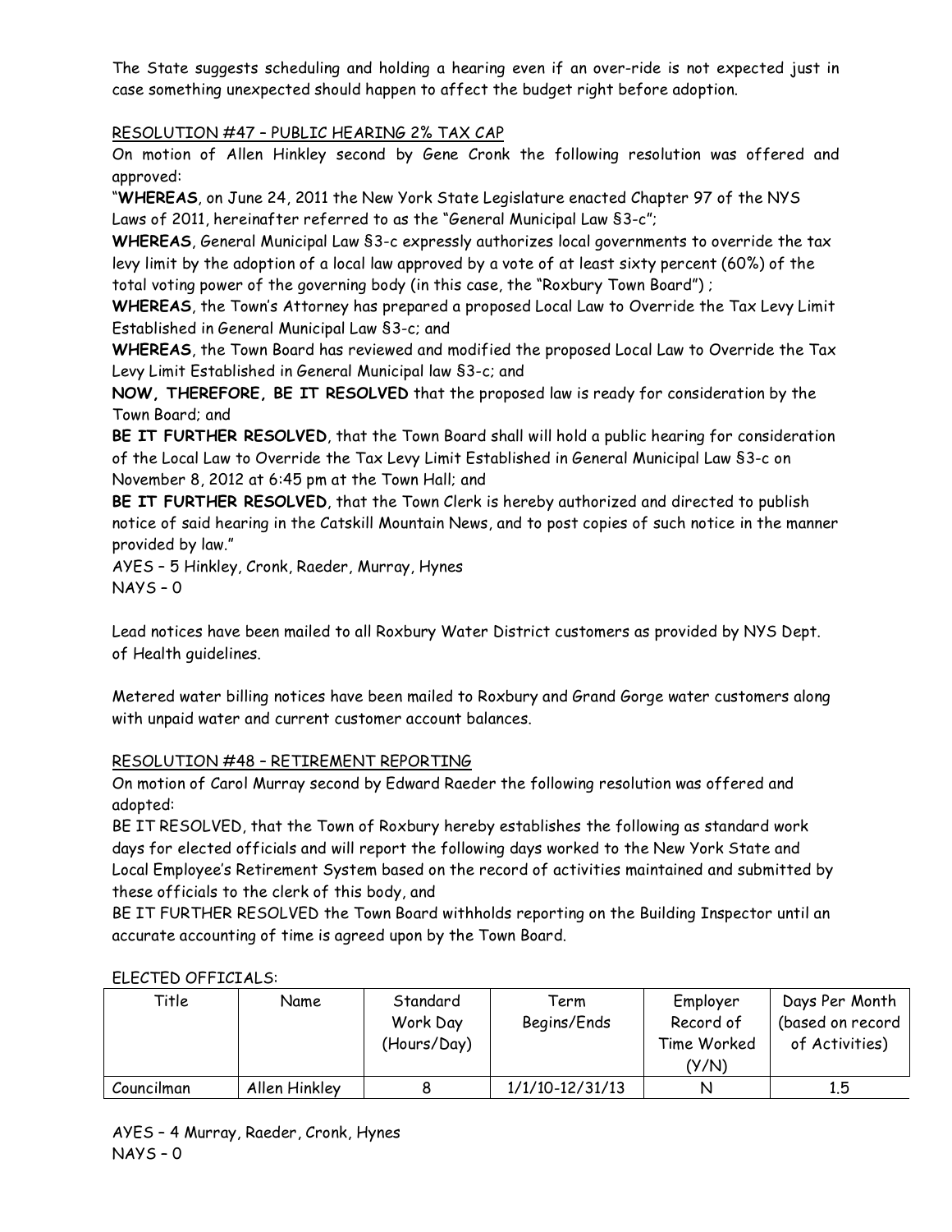The State suggests scheduling and holding a hearing even if an over-ride is not expected just in case something unexpected should happen to affect the budget right before adoption.

RESOLUTION #47 – PUBLIC HEARING 2% TAX CAP

On motion of Allen Hinkley second by Gene Cronk the following resolution was offered and approved:

"**WHEREAS**, on June 24, 2011 the New York State Legislature enacted Chapter 97 of the NYS Laws of 2011, hereinafter referred to as the "General Municipal Law §3-c";

**WHEREAS**, General Municipal Law §3-c expressly authorizes local governments to override the tax levy limit by the adoption of a local law approved by a vote of at least sixty percent (60%) of the total voting power of the governing body (in this case, the "Roxbury Town Board") ;

**WHEREAS**, the Town's Attorney has prepared a proposed Local Law to Override the Tax Levy Limit Established in General Municipal Law §3-c; and

**WHEREAS**, the Town Board has reviewed and modified the proposed Local Law to Override the Tax Levy Limit Established in General Municipal law §3-c; and

**NOW, THEREFORE, BE IT RESOLVED** that the proposed law is ready for consideration by the Town Board; and

**BE IT FURTHER RESOLVED**, that the Town Board shall will hold a public hearing for consideration of the Local Law to Override the Tax Levy Limit Established in General Municipal Law §3-c on November 8, 2012 at 6:45 pm at the Town Hall; and

**BE IT FURTHER RESOLVED**, that the Town Clerk is hereby authorized and directed to publish notice of said hearing in the Catskill Mountain News, and to post copies of such notice in the manner provided by law."

AYES – 5 Hinkley, Cronk, Raeder, Murray, Hynes
NAYS – 0

Lead notices have been mailed to all Roxbury Water District customers as provided by NYS Dept. of Health guidelines.

Metered water billing notices have been mailed to Roxbury and Grand Gorge water customers along with unpaid water and current customer account balances.

RESOLUTION #48 – RETIREMENT REPORTING

On motion of Carol Murray second by Edward Raeder the following resolution was offered and adopted:

BE IT RESOLVED, that the Town of Roxbury hereby establishes the following as standard work days for elected officials and will report the following days worked to the New York State and Local Employee's Retirement System based on the record of activities maintained and submitted by these officials to the clerk of this body, and

BE IT FURTHER RESOLVED the Town Board withholds reporting on the Building Inspector until an accurate accounting of time is agreed upon by the Town Board.

ELECTED OFFICIALS:

| Title | Name | Standard Work Day (Hours/Day) | Term Begins/Ends | Employer Record of Time Worked (Y/N) | Days Per Month (based on record of Activities) |
|---|---|---|---|---|---|
| Councilman | Allen Hinkley | 8 | 1/1/10-12/31/13 | N | 1.5 |

AYES – 4 Murray, Raeder, Cronk, Hynes
NAYS – 0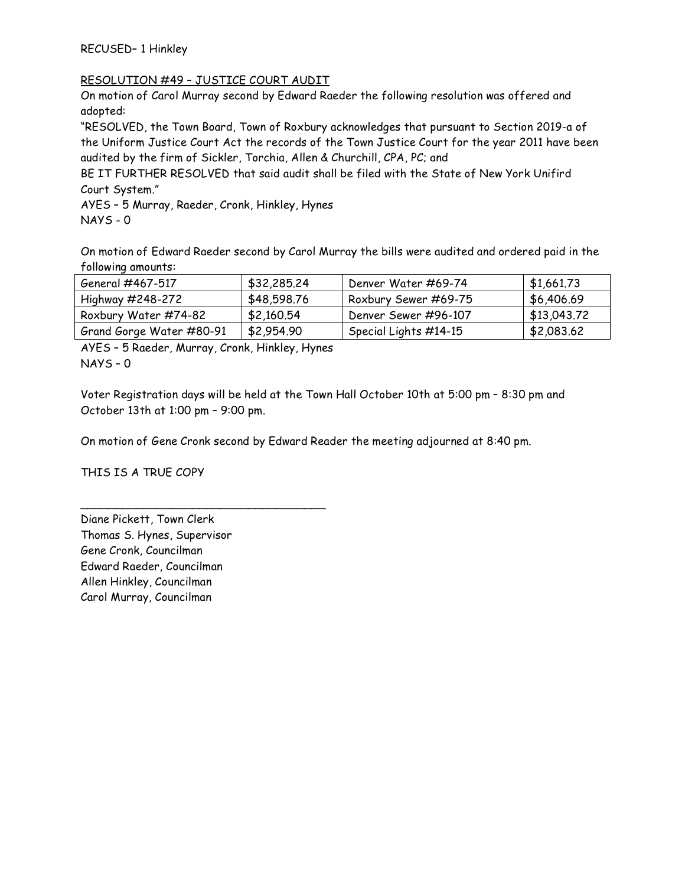RECUSED– 1 Hinkley

RESOLUTION #49 – JUSTICE COURT AUDIT

On motion of Carol Murray second by Edward Raeder the following resolution was offered and adopted:

"RESOLVED, the Town Board, Town of Roxbury acknowledges that pursuant to Section 2019-a of the Uniform Justice Court Act the records of the Town Justice Court for the year 2011 have been audited by the firm of Sickler, Torchia, Allen & Churchill, CPA, PC; and

BE IT FURTHER RESOLVED that said audit shall be filed with the State of New York Unifird Court System."

AYES – 5 Murray, Raeder, Cronk, Hinkley, Hynes

NAYS - 0

On motion of Edward Raeder second by Carol Murray the bills were audited and ordered paid in the following amounts:

| | | | |
|---|---|---|---|
| General #467-517 | $32,285.24 | Denver Water #69-74 | $1,661.73 |
| Highway #248-272 | $48,598.76 | Roxbury Sewer #69-75 | $6,406.69 |
| Roxbury Water #74-82 | $2,160.54 | Denver Sewer #96-107 | $13,043.72 |
| Grand Gorge Water #80-91 | $2,954.90 | Special Lights #14-15 | $2,083.62 |

AYES – 5 Raeder, Murray, Cronk, Hinkley, Hynes

NAYS – 0

Voter Registration days will be held at the Town Hall October 10th at 5:00 pm – 8:30 pm and October 13th at 1:00 pm – 9:00 pm.

On motion of Gene Cronk second by Edward Reader the meeting adjourned at 8:40 pm.

THIS IS A TRUE COPY

\_\_\_\_\_\_\_\_\_\_\_\_\_\_\_\_\_\_\_\_\_\_\_\_\_\_\_\_\_\_\_\_\_\_\_\_

Diane Pickett, Town Clerk
Thomas S. Hynes, Supervisor
Gene Cronk, Councilman
Edward Raeder, Councilman
Allen Hinkley, Councilman
Carol Murray, Councilman